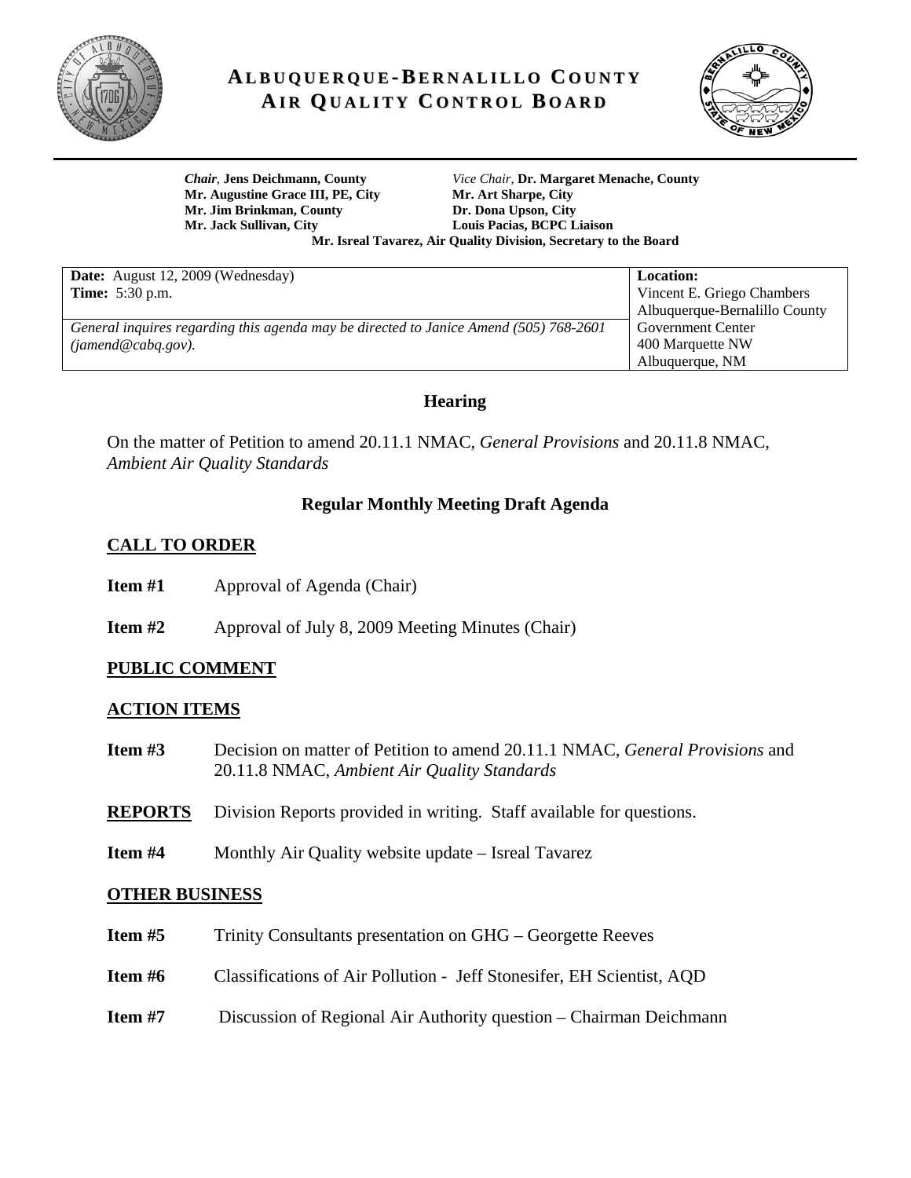# ALBUQUERQUE-BERNALILLO COUNTY AIR QUALITY CONTROL BOARD

*Chair*, **Jens Deichmann, County**
*Vice Chair*, **Dr. Margaret Menache, County**
**Mr. Augustine Grace III, PE, City**
**Mr. Art Sharpe, City**
**Mr. Jim Brinkman, County**
**Dr. Dona Upson, City**
**Mr. Jack Sullivan, City**
**Louis Pacias, BCPC Liaison**
**Mr. Isreal Tavarez, Air Quality Division, Secretary to the Board**

| **Date:** August 12, 2009 (Wednesday)<br>**Time:** 5:30 p.m. | **Location:**<br>Vincent E. Griego Chambers<br>Albuquerque-Bernalillo County<br>Government Center<br>400 Marquette NW<br>Albuquerque, NM |
|---|---|
| *General inquires regarding this agenda may be directed to Janice Amend (505) 768-2601 (jamend@cabq.gov).* | |

## Hearing

On the matter of Petition to amend 20.11.1 NMAC, *General Provisions* and 20.11.8 NMAC, *Ambient Air Quality Standards*

## Regular Monthly Meeting Draft Agenda

### CALL TO ORDER

**Item #1** Approval of Agenda (Chair)

**Item #2** Approval of July 8, 2009 Meeting Minutes (Chair)

### PUBLIC COMMENT

### ACTION ITEMS

**Item #3** Decision on matter of Petition to amend 20.11.1 NMAC, *General Provisions* and 20.11.8 NMAC, *Ambient Air Quality Standards*

**REPORTS** Division Reports provided in writing. Staff available for questions.

**Item #4** Monthly Air Quality website update – Isreal Tavarez

### OTHER BUSINESS

**Item #5** Trinity Consultants presentation on GHG – Georgette Reeves

**Item #6** Classifications of Air Pollution - Jeff Stonesifer, EH Scientist, AQD

**Item #7** Discussion of Regional Air Authority question – Chairman Deichmann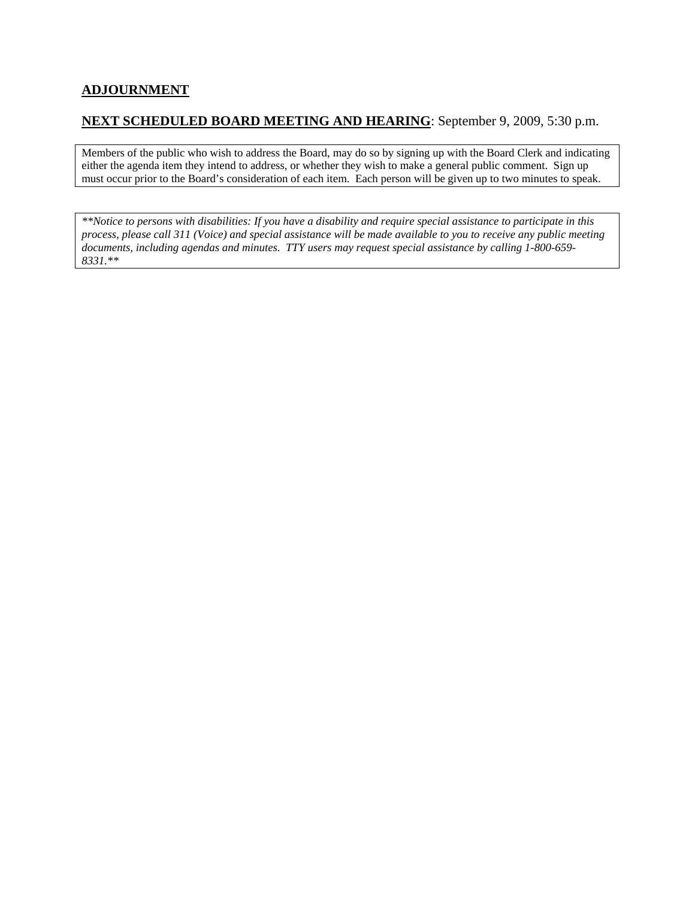## ADJOURNMENT

## NEXT SCHEDULED BOARD MEETING AND HEARING: September 9, 2009, 5:30 p.m.

Members of the public who wish to address the Board, may do so by signing up with the Board Clerk and indicating either the agenda item they intend to address, or whether they wish to make a general public comment. Sign up must occur prior to the Board's consideration of each item. Each person will be given up to two minutes to speak.

***\*Notice to persons with disabilities: If you have a disability and require special assistance to participate in this process, please call 311 (Voice) and special assistance will be made available to you to receive any public meeting documents, including agendas and minutes. TTY users may request special assistance by calling 1-800-659-8331.\*\****